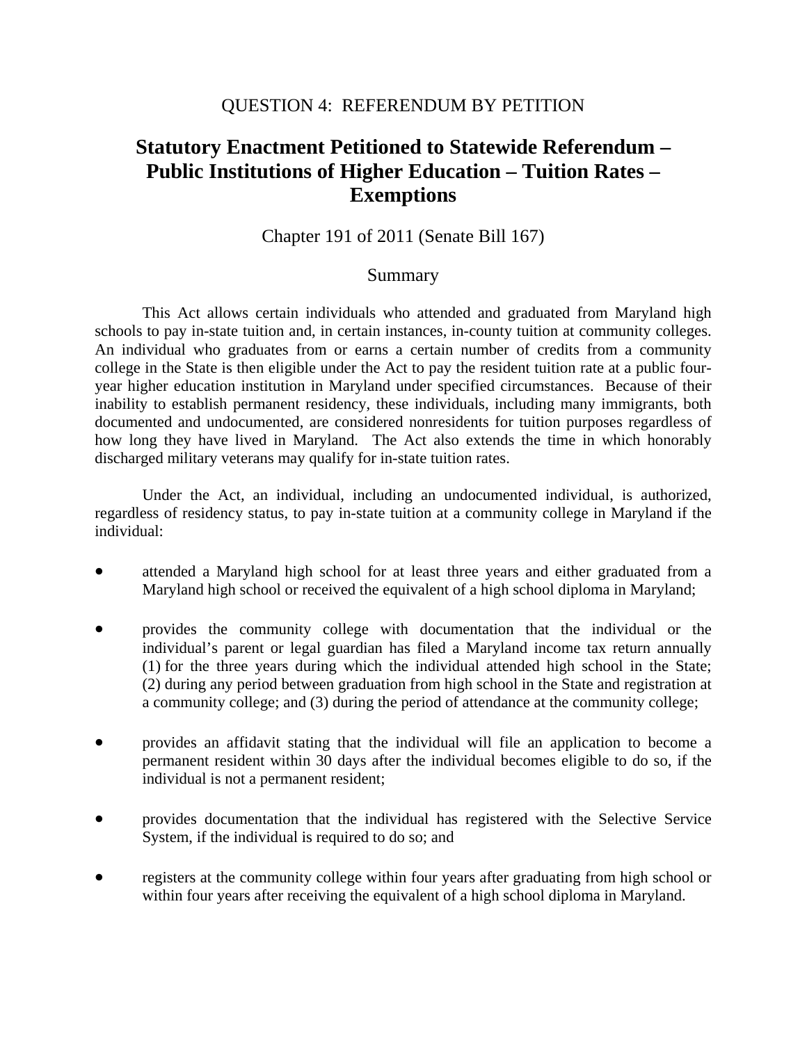QUESTION 4: REFERENDUM BY PETITION

# Statutory Enactment Petitioned to Statewide Referendum – Public Institutions of Higher Education – Tuition Rates – Exemptions

Chapter 191 of 2011 (Senate Bill 167)

## Summary

This Act allows certain individuals who attended and graduated from Maryland high schools to pay in-state tuition and, in certain instances, in-county tuition at community colleges. An individual who graduates from or earns a certain number of credits from a community college in the State is then eligible under the Act to pay the resident tuition rate at a public four-year higher education institution in Maryland under specified circumstances. Because of their inability to establish permanent residency, these individuals, including many immigrants, both documented and undocumented, are considered nonresidents for tuition purposes regardless of how long they have lived in Maryland. The Act also extends the time in which honorably discharged military veterans may qualify for in-state tuition rates.

Under the Act, an individual, including an undocumented individual, is authorized, regardless of residency status, to pay in-state tuition at a community college in Maryland if the individual:

- attended a Maryland high school for at least three years and either graduated from a Maryland high school or received the equivalent of a high school diploma in Maryland;
- provides the community college with documentation that the individual or the individual's parent or legal guardian has filed a Maryland income tax return annually (1) for the three years during which the individual attended high school in the State; (2) during any period between graduation from high school in the State and registration at a community college; and (3) during the period of attendance at the community college;
- provides an affidavit stating that the individual will file an application to become a permanent resident within 30 days after the individual becomes eligible to do so, if the individual is not a permanent resident;
- provides documentation that the individual has registered with the Selective Service System, if the individual is required to do so; and
- registers at the community college within four years after graduating from high school or within four years after receiving the equivalent of a high school diploma in Maryland.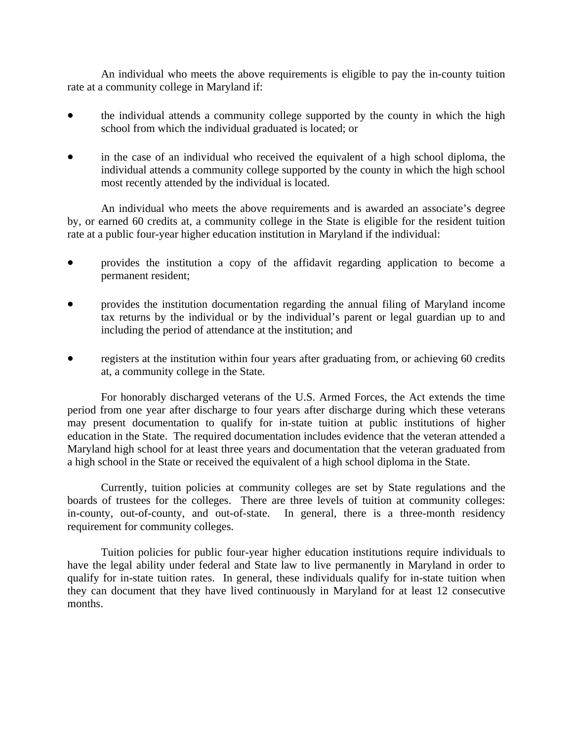An individual who meets the above requirements is eligible to pay the in-county tuition rate at a community college in Maryland if:

- the individual attends a community college supported by the county in which the high school from which the individual graduated is located; or
- in the case of an individual who received the equivalent of a high school diploma, the individual attends a community college supported by the county in which the high school most recently attended by the individual is located.

An individual who meets the above requirements and is awarded an associate's degree by, or earned 60 credits at, a community college in the State is eligible for the resident tuition rate at a public four-year higher education institution in Maryland if the individual:

- provides the institution a copy of the affidavit regarding application to become a permanent resident;
- provides the institution documentation regarding the annual filing of Maryland income tax returns by the individual or by the individual's parent or legal guardian up to and including the period of attendance at the institution; and
- registers at the institution within four years after graduating from, or achieving 60 credits at, a community college in the State.

For honorably discharged veterans of the U.S. Armed Forces, the Act extends the time period from one year after discharge to four years after discharge during which these veterans may present documentation to qualify for in-state tuition at public institutions of higher education in the State. The required documentation includes evidence that the veteran attended a Maryland high school for at least three years and documentation that the veteran graduated from a high school in the State or received the equivalent of a high school diploma in the State.

Currently, tuition policies at community colleges are set by State regulations and the boards of trustees for the colleges. There are three levels of tuition at community colleges: in-county, out-of-county, and out-of-state. In general, there is a three-month residency requirement for community colleges.

Tuition policies for public four-year higher education institutions require individuals to have the legal ability under federal and State law to live permanently in Maryland in order to qualify for in-state tuition rates. In general, these individuals qualify for in-state tuition when they can document that they have lived continuously in Maryland for at least 12 consecutive months.